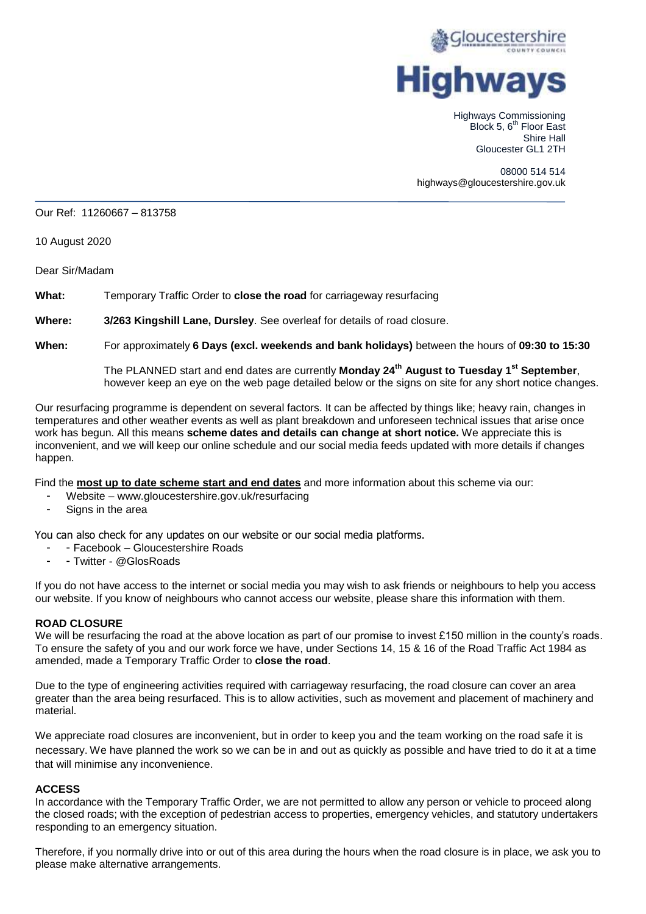Gloucestershire County Council

# Highways

Highways Commissioning
Block 5, 6th Floor East
Shire Hall
Gloucester GL1 2TH

08000 514 514
highways@gloucestershire.gov.uk

Our Ref: 11260667 – 813758

10 August 2020

Dear Sir/Madam

**What:** Temporary Traffic Order to **close the road** for carriageway resurfacing

**Where:** **3/263 Kingshill Lane, Dursley**. See overleaf for details of road closure.

**When:** For approximately **6 Days (excl. weekends and bank holidays)** between the hours of **09:30 to 15:30**

The PLANNED start and end dates are currently **Monday 24th August to Tuesday 1st September**, however keep an eye on the web page detailed below or the signs on site for any short notice changes.

Our resurfacing programme is dependent on several factors. It can be affected by things like; heavy rain, changes in temperatures and other weather events as well as plant breakdown and unforeseen technical issues that arise once work has begun. All this means **scheme dates and details can change at short notice.** We appreciate this is inconvenient, and we will keep our online schedule and our social media feeds updated with more details if changes happen.

Find the **most up to date scheme start and end dates** and more information about this scheme via our:

- Website – www.gloucestershire.gov.uk/resurfacing
- Signs in the area

You can also check for any updates on our website or our social media platforms.

- - Facebook – Gloucestershire Roads
- - Twitter - @GlosRoads

If you do not have access to the internet or social media you may wish to ask friends or neighbours to help you access our website. If you know of neighbours who cannot access our website, please share this information with them.

**ROAD CLOSURE**

We will be resurfacing the road at the above location as part of our promise to invest £150 million in the county's roads. To ensure the safety of you and our work force we have, under Sections 14, 15 & 16 of the Road Traffic Act 1984 as amended, made a Temporary Traffic Order to **close the road**.

Due to the type of engineering activities required with carriageway resurfacing, the road closure can cover an area greater than the area being resurfaced. This is to allow activities, such as movement and placement of machinery and material.

We appreciate road closures are inconvenient, but in order to keep you and the team working on the road safe it is necessary. We have planned the work so we can be in and out as quickly as possible and have tried to do it at a time that will minimise any inconvenience.

**ACCESS**

In accordance with the Temporary Traffic Order, we are not permitted to allow any person or vehicle to proceed along the closed roads; with the exception of pedestrian access to properties, emergency vehicles, and statutory undertakers responding to an emergency situation.

Therefore, if you normally drive into or out of this area during the hours when the road closure is in place, we ask you to please make alternative arrangements.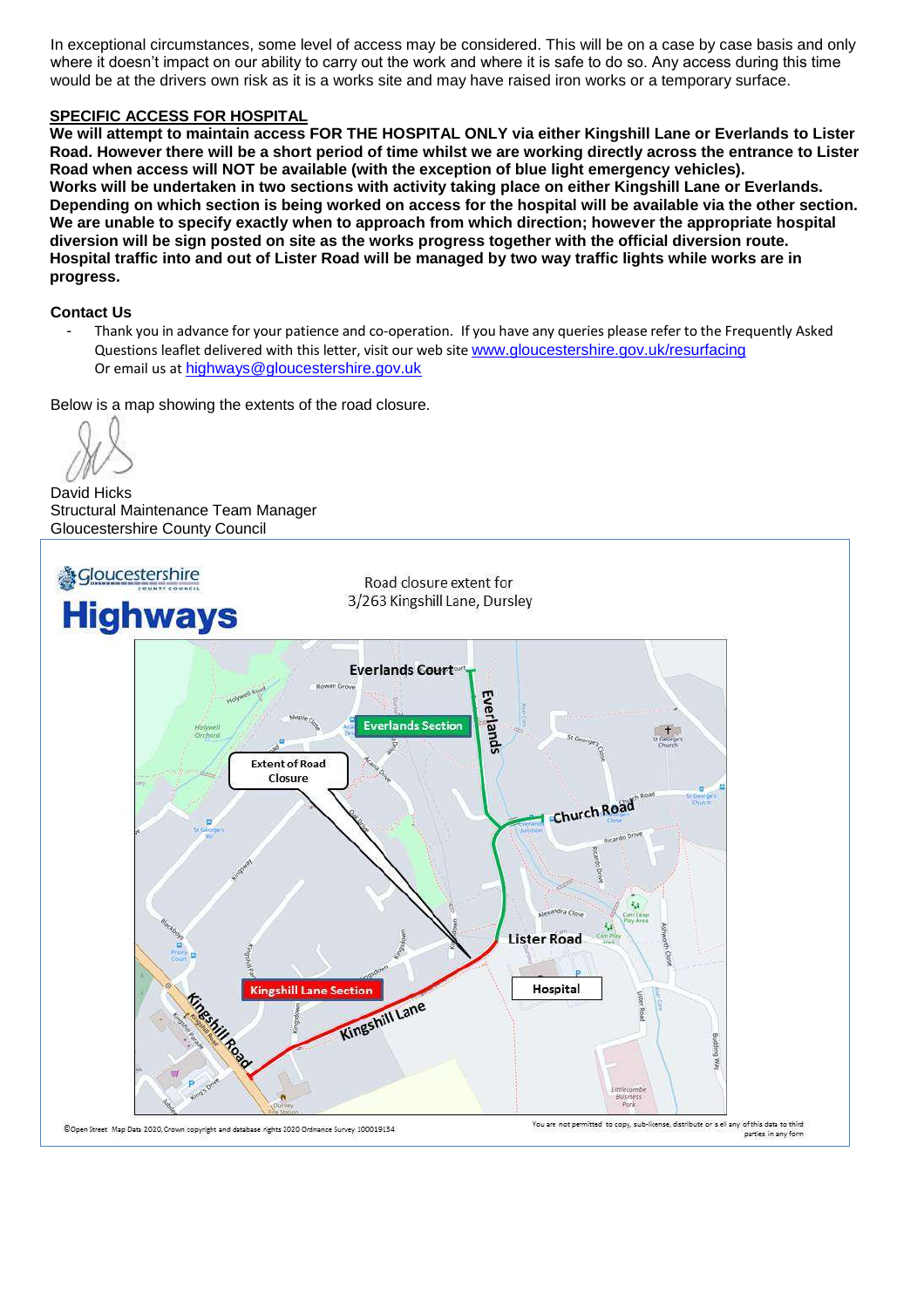In exceptional circumstances, some level of access may be considered. This will be on a case by case basis and only where it doesn't impact on our ability to carry out the work and where it is safe to do so. Any access during this time would be at the drivers own risk as it is a works site and may have raised iron works or a temporary surface.

**SPECIFIC ACCESS FOR HOSPITAL**

**We will attempt to maintain access FOR THE HOSPITAL ONLY via either Kingshill Lane or Everlands to Lister Road. However there will be a short period of time whilst we are working directly across the entrance to Lister Road when access will NOT be available (with the exception of blue light emergency vehicles).**
**Works will be undertaken in two sections with activity taking place on either Kingshill Lane or Everlands. Depending on which section is being worked on access for the hospital will be available via the other section. We are unable to specify exactly when to approach from which direction; however the appropriate hospital diversion will be sign posted on site as the works progress together with the official diversion route.**
**Hospital traffic into and out of Lister Road will be managed by two way traffic lights while works are in progress.**

**Contact Us**

- Thank you in advance for your patience and co-operation. If you have any queries please refer to the Frequently Asked Questions leaflet delivered with this letter, visit our web site www.gloucestershire.gov.uk/resurfacing
  Or email us at highways@gloucestershire.gov.uk

Below is a map showing the extents of the road closure.

David Hicks
Structural Maintenance Team Manager
Gloucestershire County Council

Gloucestershire County Council **Highways**

Road closure extent for
3/263 Kingshill Lane, Dursley

Everlands Court · Everlands Section · Everlands · Extent of Road Closure · Church Road · Lister Road · Hospital · Kingshill Lane Section · Kingshill Lane · Kingshill Road

©Open Street Map Data 2020, Crown copyright and database rights 2020 Ordnance Survey 100019134

You are not permitted to copy, sub-license, distribute or sell any of this data to third parties in any form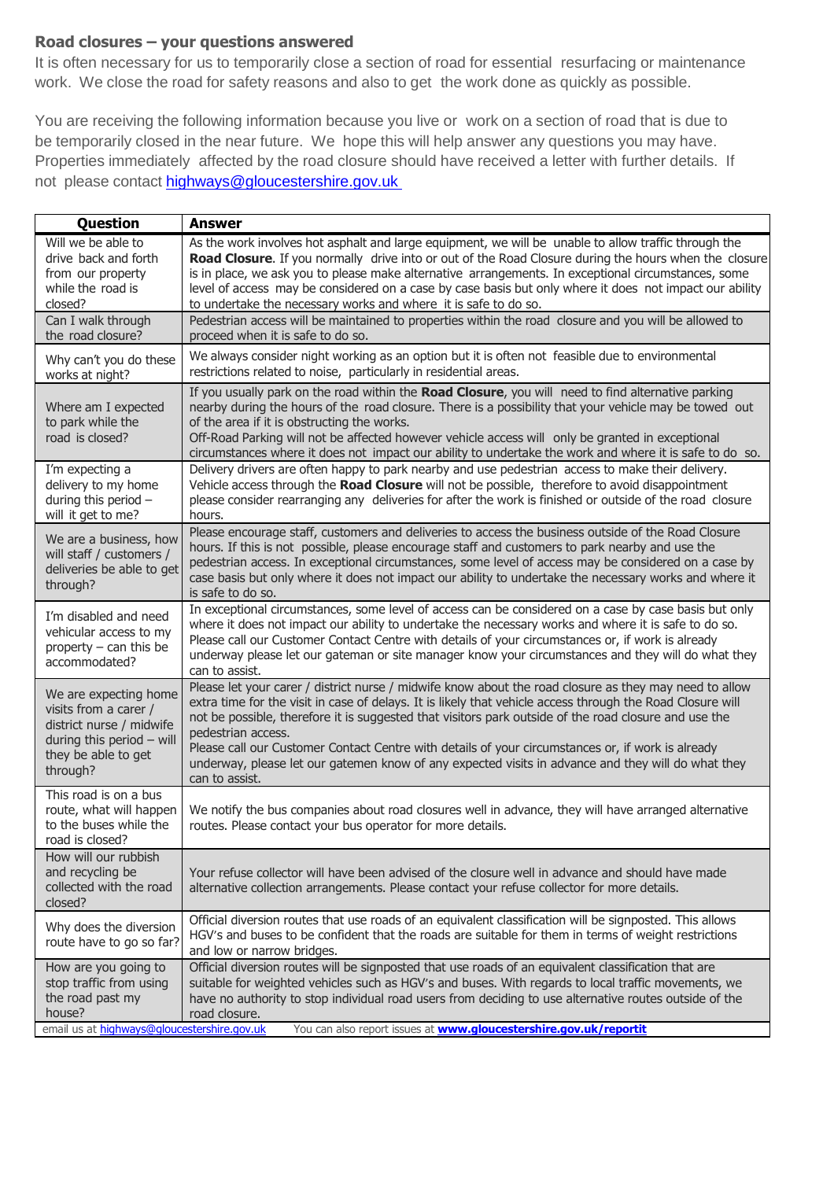## Road closures – your questions answered

It is often necessary for us to temporarily close a section of road for essential resurfacing or maintenance work. We close the road for safety reasons and also to get the work done as quickly as possible.

You are receiving the following information because you live or work on a section of road that is due to be temporarily closed in the near future. We hope this will help answer any questions you may have. Properties immediately affected by the road closure should have received a letter with further details. If not please contact highways@gloucestershire.gov.uk

| Question | Answer |
|---|---|
| Will we be able to drive back and forth from our property while the road is closed? | As the work involves hot asphalt and large equipment, we will be unable to allow traffic through the **Road Closure**. If you normally drive into or out of the Road Closure during the hours when the closure is in place, we ask you to please make alternative arrangements. In exceptional circumstances, some level of access may be considered on a case by case basis but only where it does not impact our ability to undertake the necessary works and where it is safe to do so. |
| Can I walk through the road closure? | Pedestrian access will be maintained to properties within the road closure and you will be allowed to proceed when it is safe to do so. |
| Why can't you do these works at night? | We always consider night working as an option but it is often not feasible due to environmental restrictions related to noise, particularly in residential areas. |
| Where am I expected to park while the road is closed? | If you usually park on the road within the **Road Closure**, you will need to find alternative parking nearby during the hours of the road closure. There is a possibility that your vehicle may be towed out of the area if it is obstructing the works. Off-Road Parking will not be affected however vehicle access will only be granted in exceptional circumstances where it does not impact our ability to undertake the work and where it is safe to do so. |
| I'm expecting a delivery to my home during this period – will it get to me? | Delivery drivers are often happy to park nearby and use pedestrian access to make their delivery. Vehicle access through the **Road Closure** will not be possible, therefore to avoid disappointment please consider rearranging any deliveries for after the work is finished or outside of the road closure hours. |
| We are a business, how will staff / customers / deliveries be able to get through? | Please encourage staff, customers and deliveries to access the business outside of the Road Closure hours. If this is not possible, please encourage staff and customers to park nearby and use the pedestrian access. In exceptional circumstances, some level of access may be considered on a case by case basis but only where it does not impact our ability to undertake the necessary works and where it is safe to do so. |
| I'm disabled and need vehicular access to my property – can this be accommodated? | In exceptional circumstances, some level of access can be considered on a case by case basis but only where it does not impact our ability to undertake the necessary works and where it is safe to do so. Please call our Customer Contact Centre with details of your circumstances or, if work is already underway please let our gateman or site manager know your circumstances and they will do what they can to assist. |
| We are expecting home visits from a carer / district nurse / midwife during this period – will they be able to get through? | Please let your carer / district nurse / midwife know about the road closure as they may need to allow extra time for the visit in case of delays. It is likely that vehicle access through the Road Closure will not be possible, therefore it is suggested that visitors park outside of the road closure and use the pedestrian access. Please call our Customer Contact Centre with details of your circumstances or, if work is already underway, please let our gatemen know of any expected visits in advance and they will do what they can to assist. |
| This road is on a bus route, what will happen to the buses while the road is closed? | We notify the bus companies about road closures well in advance, they will have arranged alternative routes. Please contact your bus operator for more details. |
| How will our rubbish and recycling be collected with the road closed? | Your refuse collector will have been advised of the closure well in advance and should have made alternative collection arrangements. Please contact your refuse collector for more details. |
| Why does the diversion route have to go so far? | Official diversion routes that use roads of an equivalent classification will be signposted. This allows HGV's and buses to be confident that the roads are suitable for them in terms of weight restrictions and low or narrow bridges. |
| How are you going to stop traffic from using the road past my house? | Official diversion routes will be signposted that use roads of an equivalent classification that are suitable for weighted vehicles such as HGV's and buses. With regards to local traffic movements, we have no authority to stop individual road users from deciding to use alternative routes outside of the road closure. |

email us at highways@gloucestershire.gov.uk You can also report issues at **www.gloucestershire.gov.uk/reportit**